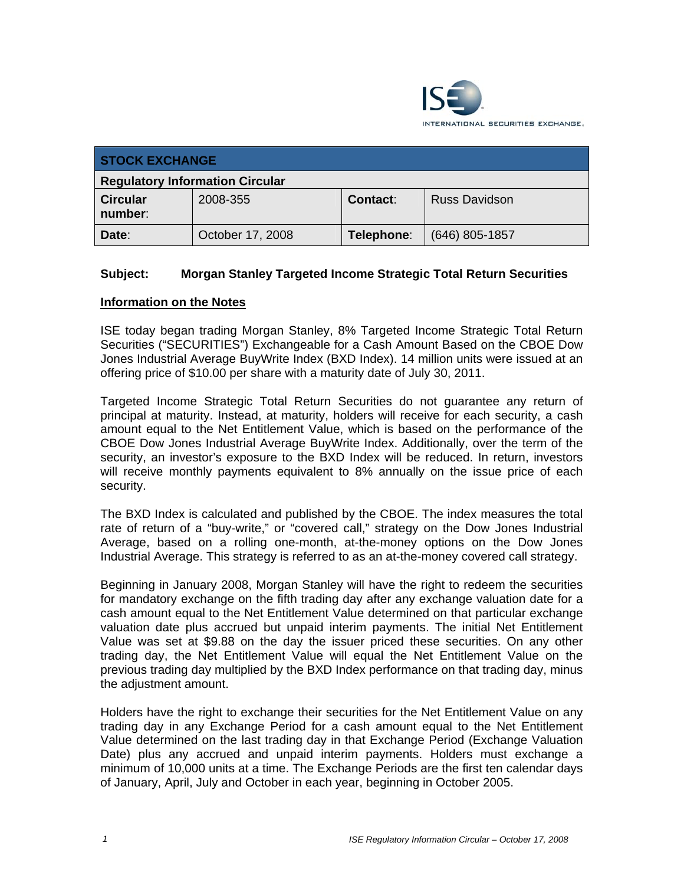ISE INTERNATIONAL SECURITIES EXCHANGE.

| STOCK EXCHANGE | | | |
|---|---|---|---|
| **Regulatory Information Circular** | | | |
| **Circular number**: | 2008-355 | **Contact**: | Russ Davidson |
| **Date**: | October 17, 2008 | **Telephone**: | (646) 805-1857 |

**Subject: Morgan Stanley Targeted Income Strategic Total Return Securities**

## Information on the Notes

ISE today began trading Morgan Stanley, 8% Targeted Income Strategic Total Return Securities ("SECURITIES") Exchangeable for a Cash Amount Based on the CBOE Dow Jones Industrial Average BuyWrite Index (BXD Index). 14 million units were issued at an offering price of $10.00 per share with a maturity date of July 30, 2011.

Targeted Income Strategic Total Return Securities do not guarantee any return of principal at maturity. Instead, at maturity, holders will receive for each security, a cash amount equal to the Net Entitlement Value, which is based on the performance of the CBOE Dow Jones Industrial Average BuyWrite Index. Additionally, over the term of the security, an investor's exposure to the BXD Index will be reduced. In return, investors will receive monthly payments equivalent to 8% annually on the issue price of each security.

The BXD Index is calculated and published by the CBOE. The index measures the total rate of return of a "buy-write," or "covered call," strategy on the Dow Jones Industrial Average, based on a rolling one-month, at-the-money options on the Dow Jones Industrial Average. This strategy is referred to as an at-the-money covered call strategy.

Beginning in January 2008, Morgan Stanley will have the right to redeem the securities for mandatory exchange on the fifth trading day after any exchange valuation date for a cash amount equal to the Net Entitlement Value determined on that particular exchange valuation date plus accrued but unpaid interim payments. The initial Net Entitlement Value was set at $9.88 on the day the issuer priced these securities. On any other trading day, the Net Entitlement Value will equal the Net Entitlement Value on the previous trading day multiplied by the BXD Index performance on that trading day, minus the adjustment amount.

Holders have the right to exchange their securities for the Net Entitlement Value on any trading day in any Exchange Period for a cash amount equal to the Net Entitlement Value determined on the last trading day in that Exchange Period (Exchange Valuation Date) plus any accrued and unpaid interim payments. Holders must exchange a minimum of 10,000 units at a time. The Exchange Periods are the first ten calendar days of January, April, July and October in each year, beginning in October 2005.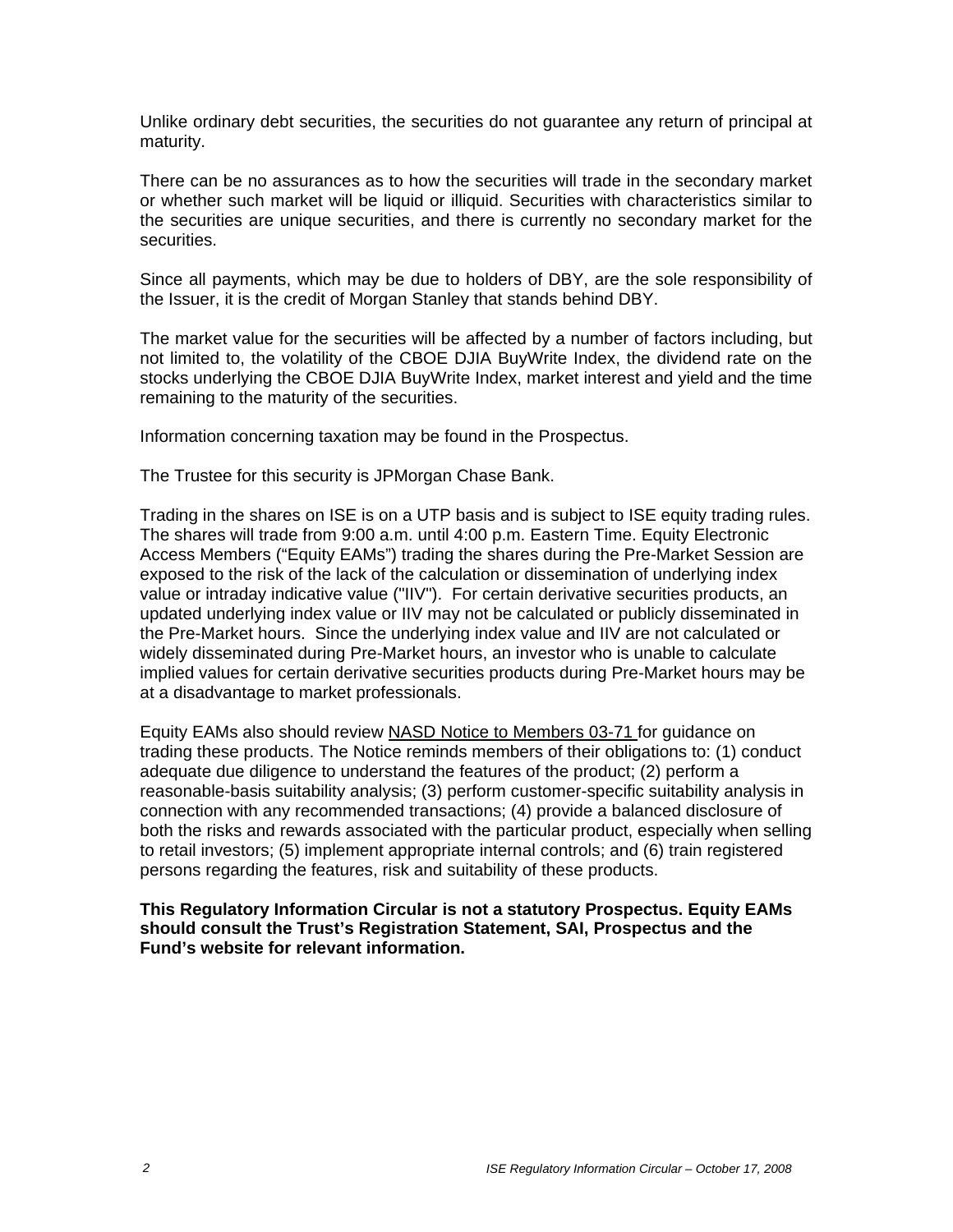Unlike ordinary debt securities, the securities do not guarantee any return of principal at maturity.

There can be no assurances as to how the securities will trade in the secondary market or whether such market will be liquid or illiquid. Securities with characteristics similar to the securities are unique securities, and there is currently no secondary market for the securities.

Since all payments, which may be due to holders of DBY, are the sole responsibility of the Issuer, it is the credit of Morgan Stanley that stands behind DBY.

The market value for the securities will be affected by a number of factors including, but not limited to, the volatility of the CBOE DJIA BuyWrite Index, the dividend rate on the stocks underlying the CBOE DJIA BuyWrite Index, market interest and yield and the time remaining to the maturity of the securities.

Information concerning taxation may be found in the Prospectus.

The Trustee for this security is JPMorgan Chase Bank.

Trading in the shares on ISE is on a UTP basis and is subject to ISE equity trading rules. The shares will trade from 9:00 a.m. until 4:00 p.m. Eastern Time. Equity Electronic Access Members ("Equity EAMs") trading the shares during the Pre-Market Session are exposed to the risk of the lack of the calculation or dissemination of underlying index value or intraday indicative value ("IIV"). For certain derivative securities products, an updated underlying index value or IIV may not be calculated or publicly disseminated in the Pre-Market hours. Since the underlying index value and IIV are not calculated or widely disseminated during Pre-Market hours, an investor who is unable to calculate implied values for certain derivative securities products during Pre-Market hours may be at a disadvantage to market professionals.

Equity EAMs also should review NASD Notice to Members 03-71 for guidance on trading these products. The Notice reminds members of their obligations to: (1) conduct adequate due diligence to understand the features of the product; (2) perform a reasonable-basis suitability analysis; (3) perform customer-specific suitability analysis in connection with any recommended transactions; (4) provide a balanced disclosure of both the risks and rewards associated with the particular product, especially when selling to retail investors; (5) implement appropriate internal controls; and (6) train registered persons regarding the features, risk and suitability of these products.

**This Regulatory Information Circular is not a statutory Prospectus. Equity EAMs should consult the Trust's Registration Statement, SAI, Prospectus and the Fund's website for relevant information.**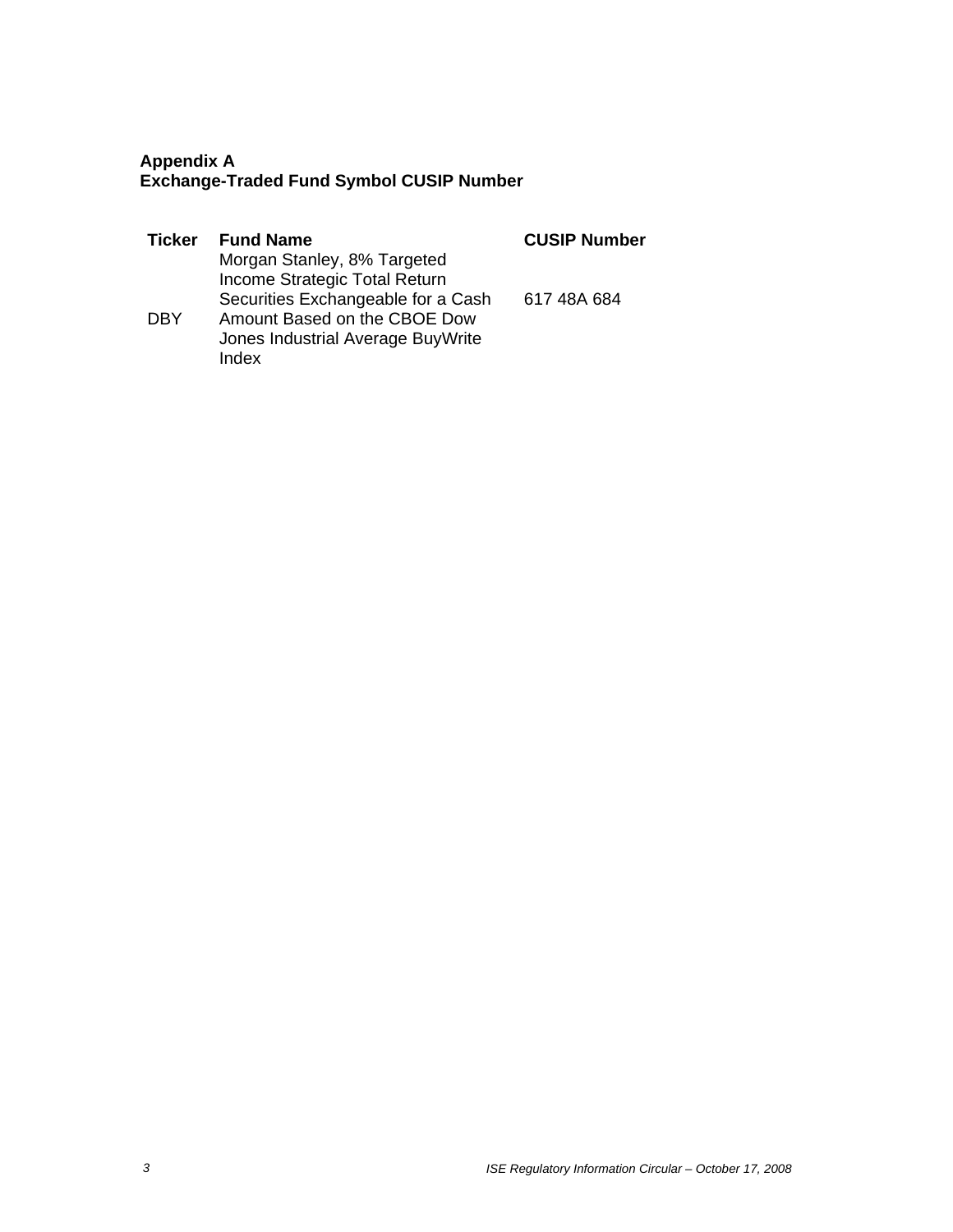**Appendix A**
**Exchange-Traded Fund Symbol CUSIP Number**

| Ticker | Fund Name | CUSIP Number |
|---|---|---|
| DBY | Morgan Stanley, 8% Targeted Income Strategic Total Return Securities Exchangeable for a Cash Amount Based on the CBOE Dow Jones Industrial Average BuyWrite Index | 617 48A 684 |